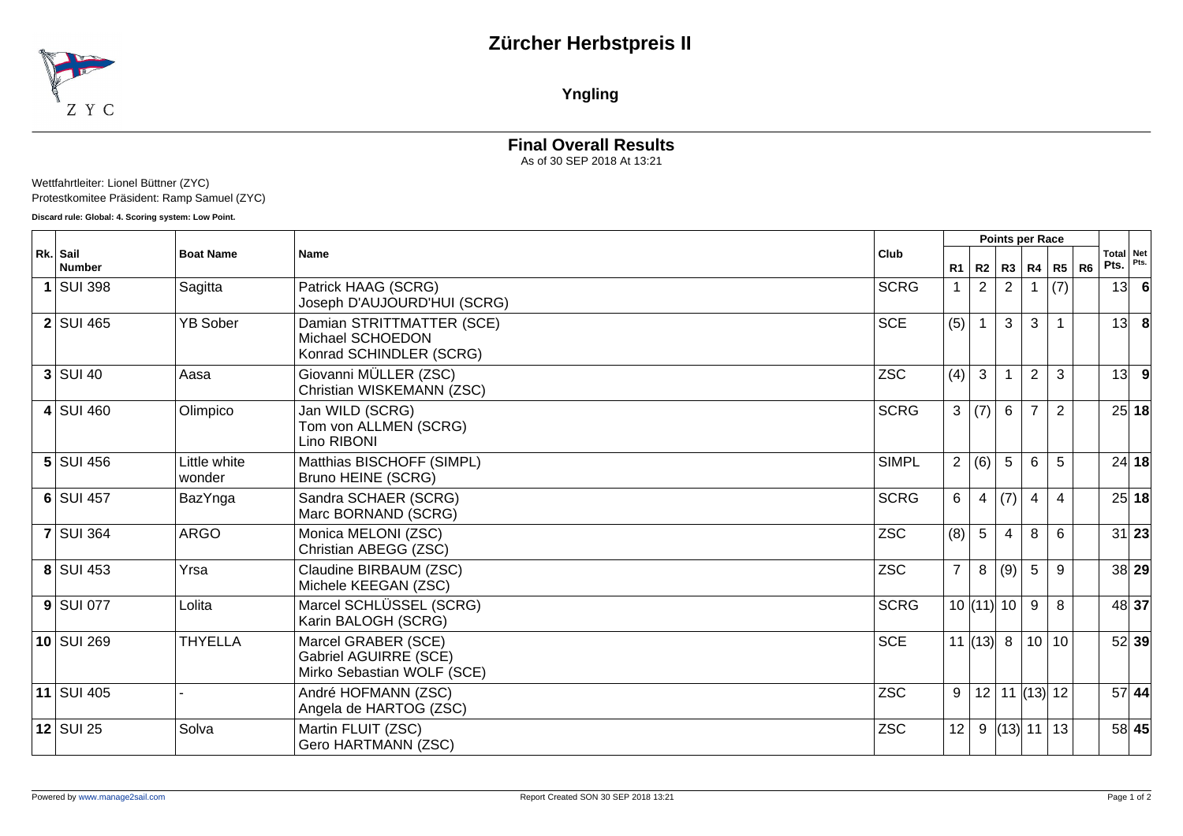# Zürcher Herbstpreis II

## Yngling

### Final Overall Results

As of 30 SEP 2018 At 13:21

Wettfahrtleiter: Lionel Büttner (ZYC)
Protestkomitee Präsident: Ramp Samuel (ZYC)

**Discard rule: Global: 4. Scoring system: Low Point.**

| Rk. | Sail Number | Boat Name | Name | Club | Points per Race | | | | | | Total Pts. | Net Pts. |
|---|---|---|---|---|---|---|---|---|---|---|---|---|
| | | | | | R1 | R2 | R3 | R4 | R5 | R6 | | |
| **1** | SUI 398 | Sagitta | Patrick HAAG (SCRG)<br>Joseph D'AUJOURD'HUI (SCRG) | SCRG | 1 | 2 | 2 | 1 | (7) | | 13 | **6** |
| **2** | SUI 465 | YB Sober | Damian STRITTMATTER (SCE)<br>Michael SCHOEDON<br>Konrad SCHINDLER (SCRG) | SCE | (5) | 1 | 3 | 3 | 1 | | 13 | **8** |
| **3** | SUI 40 | Aasa | Giovanni MÜLLER (ZSC)<br>Christian WISKEMANN (ZSC) | ZSC | (4) | 3 | 1 | 2 | 3 | | 13 | **9** |
| **4** | SUI 460 | Olimpico | Jan WILD (SCRG)<br>Tom von ALLMEN (SCRG)<br>Lino RIBONI | SCRG | 3 | (7) | 6 | 7 | 2 | | 25 | **18** |
| **5** | SUI 456 | Little white wonder | Matthias BISCHOFF (SIMPL)<br>Bruno HEINE (SCRG) | SIMPL | 2 | (6) | 5 | 6 | 5 | | 24 | **18** |
| **6** | SUI 457 | BazYnga | Sandra SCHAER (SCRG)<br>Marc BORNAND (SCRG) | SCRG | 6 | 4 | (7) | 4 | 4 | | 25 | **18** |
| **7** | SUI 364 | ARGO | Monica MELONI (ZSC)<br>Christian ABEGG (ZSC) | ZSC | (8) | 5 | 4 | 8 | 6 | | 31 | **23** |
| **8** | SUI 453 | Yrsa | Claudine BIRBAUM (ZSC)<br>Michele KEEGAN (ZSC) | ZSC | 7 | 8 | (9) | 5 | 9 | | 38 | **29** |
| **9** | SUI 077 | Lolita | Marcel SCHLÜSSEL (SCRG)<br>Karin BALOGH (SCRG) | SCRG | 10 | (11) | 10 | 9 | 8 | | 48 | **37** |
| **10** | SUI 269 | THYELLA | Marcel GRABER (SCE)<br>Gabriel AGUIRRE (SCE)<br>Mirko Sebastian WOLF (SCE) | SCE | 11 | (13) | 8 | 10 | 10 | | 52 | **39** |
| **11** | SUI 405 | - | André HOFMANN (ZSC)<br>Angela de HARTOG (ZSC) | ZSC | 9 | 12 | 11 | (13) | 12 | | 57 | **44** |
| **12** | SUI 25 | Solva | Martin FLUIT (ZSC)<br>Gero HARTMANN (ZSC) | ZSC | 12 | 9 | (13) | 11 | 13 | | 58 | **45** |

Powered by www.manage2sail.com

Report Created SON 30 SEP 2018 13:21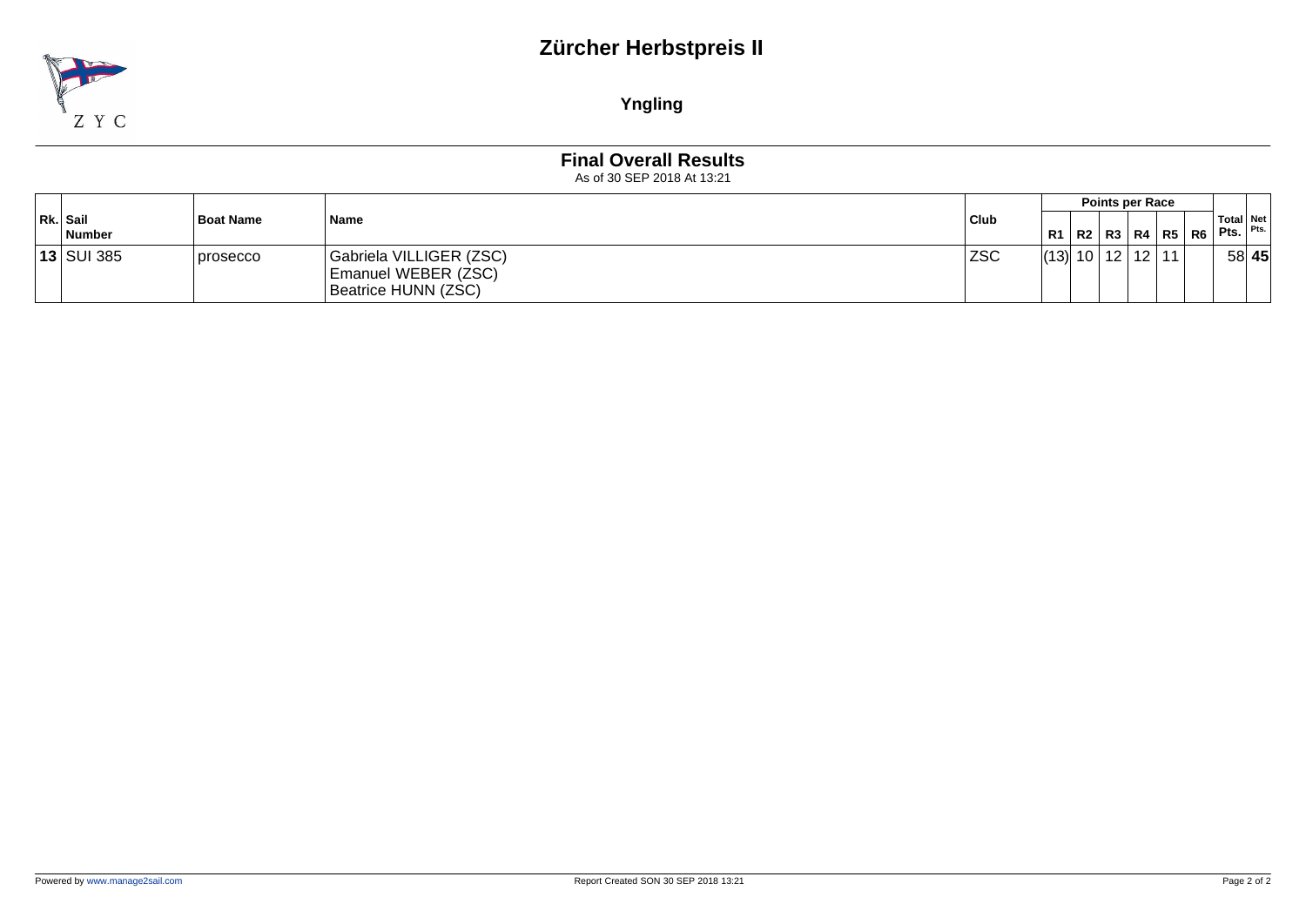# Zürcher Herbstpreis II

## Yngling

### Final Overall Results

As of 30 SEP 2018 At 13:21

| Rk. | Sail Number | Boat Name | Name | Club | Points per Race | | | | | | Total Pts. | Net Pts. |
|---|---|---|---|---|---|---|---|---|---|---|---|---|
| | | | | | R1 | R2 | R3 | R4 | R5 | R6 | | |
| **13** | SUI 385 | prosecco | Gabriela VILLIGER (ZSC)<br>Emanuel WEBER (ZSC)<br>Beatrice HUNN (ZSC) | ZSC | (13) | 10 | 12 | 12 | 11 | | 58 | **45** |

Powered by www.manage2sail.com

Report Created SON 30 SEP 2018 13:21